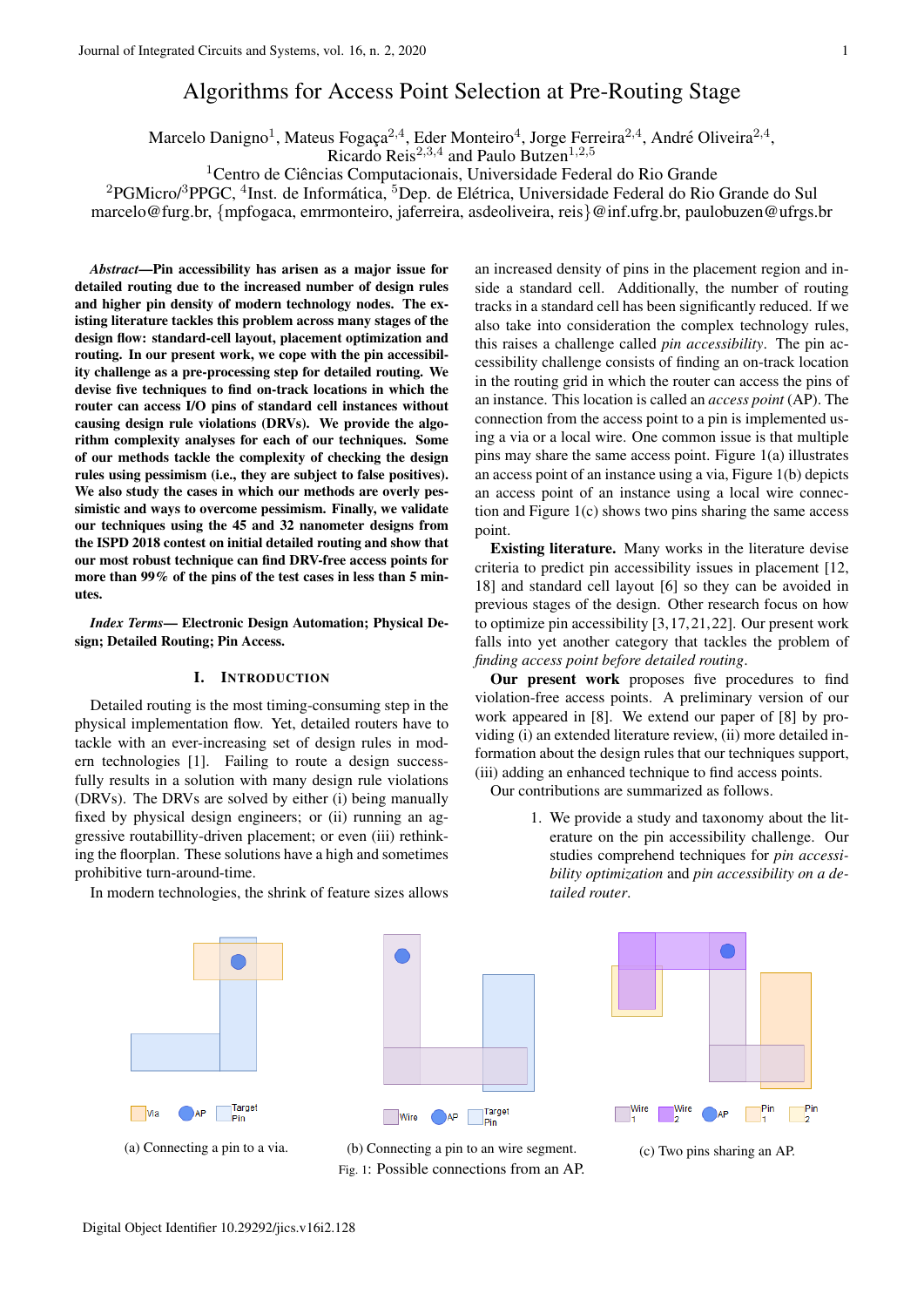# Algorithms for Access Point Selection at Pre-Routing Stage

Marcelo Danigno[1], Mateus Fogaça[2,4], Eder Monteiro[4], Jorge Ferreira[2,4], André Oliveira[2,4], Ricardo Reis[2,3,4] and Paulo Butzen[1,2,5]

[1]Centro de Ciências Computacionais, Universidade Federal do Rio Grande
[2]PGMicro/[3]PPGC, [4]Inst. de Informática, [5]Dep. de Elétrica, Universidade Federal do Rio Grande do Sul
marcelo@furg.br, {mpfogaca, emrmonteiro, jaferreira, asdeoliveira, reis}@inf.ufrg.br, paulobuzen@ufrgs.br

***Abstract*—Pin accessibility has arisen as a major issue for detailed routing due to the increased number of design rules and higher pin density of modern technology nodes. The existing literature tackles this problem across many stages of the design flow: standard-cell layout, placement optimization and routing. In our present work, we cope with the pin accessibility challenge as a pre-processing step for detailed routing. We devise five techniques to find on-track locations in which the router can access I/O pins of standard cell instances without causing design rule violations (DRVs). We provide the algorithm complexity analyses for each of our techniques. Some of our methods tackle the complexity of checking the design rules using pessimism (i.e., they are subject to false positives). We also study the cases in which our methods are overly pessimistic and ways to overcome pessimism. Finally, we validate our techniques using the 45 and 32 nanometer designs from the ISPD 2018 contest on initial detailed routing and show that our most robust technique can find DRV-free access points for more than 99% of the pins of the test cases in less than 5 minutes.**

***Index Terms*— Electronic Design Automation; Physical Design; Detailed Routing; Pin Access.**

## I. Introduction

Detailed routing is the most timing-consuming step in the physical implementation flow. Yet, detailed routers have to tackle with an ever-increasing set of design rules in modern technologies [1]. Failing to route a design successfully results in a solution with many design rule violations (DRVs). The DRVs are solved by either (i) being manually fixed by physical design engineers; or (ii) running an aggressive routabillity-driven placement; or even (iii) rethinking the floorplan. These solutions have a high and sometimes prohibitive turn-around-time.

In modern technologies, the shrink of feature sizes allows an increased density of pins in the placement region and inside a standard cell. Additionally, the number of routing tracks in a standard cell has been significantly reduced. If we also take into consideration the complex technology rules, this raises a challenge called *pin accessibility*. The pin accessibility challenge consists of finding an on-track location in the routing grid in which the router can access the pins of an instance. This location is called an *access point* (AP). The connection from the access point to a pin is implemented using a via or a local wire. One common issue is that multiple pins may share the same access point. Figure 1(a) illustrates an access point of an instance using a via, Figure 1(b) depicts an access point of an instance using a local wire connection and Figure 1(c) shows two pins sharing the same access point.

**Existing literature.** Many works in the literature devise criteria to predict pin accessibility issues in placement [12, 18] and standard cell layout [6] so they can be avoided in previous stages of the design. Other research focus on how to optimize pin accessibility [3, 17, 21, 22]. Our present work falls into yet another category that tackles the problem of *finding access point before detailed routing*.

**Our present work** proposes five procedures to find violation-free access points. A preliminary version of our work appeared in [8]. We extend our paper of [8] by providing (i) an extended literature review, (ii) more detailed information about the design rules that our techniques support, (iii) adding an enhanced technique to find access points.

Our contributions are summarized as follows.

1. We provide a study and taxonomy about the literature on the pin accessibility challenge. Our studies comprehend techniques for *pin accessibility optimization* and *pin accessibility on a detailed router*.

(a) Connecting a pin to a via. (b) Connecting a pin to an wire segment. (c) Two pins sharing an AP.

Fig. 1: Possible connections from an AP.

Digital Object Identifier 10.29292/jics.v16i2.128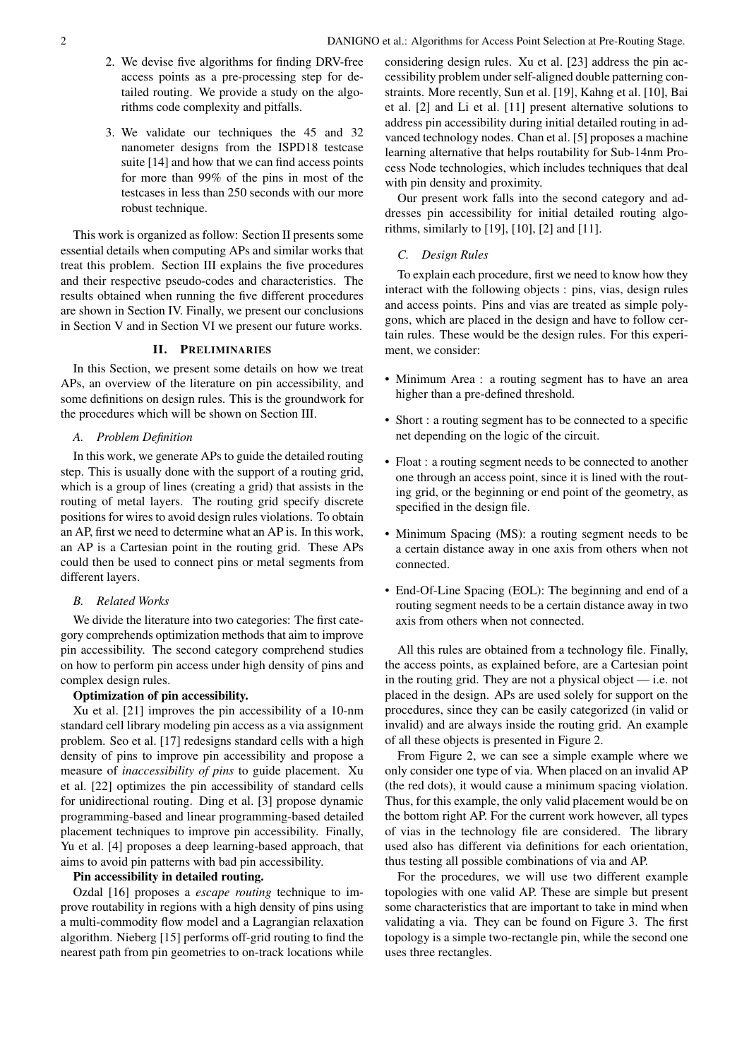2. We devise five algorithms for finding DRV-free access points as a pre-processing step for detailed routing. We provide a study on the algorithms code complexity and pitfalls.

3. We validate our techniques the 45 and 32 nanometer designs from the ISPD18 testcase suite [14] and how that we can find access points for more than 99% of the pins in most of the testcases in less than 250 seconds with our more robust technique.

This work is organized as follow: Section II presents some essential details when computing APs and similar works that treat this problem. Section III explains the five procedures and their respective pseudo-codes and characteristics. The results obtained when running the five different procedures are shown in Section IV. Finally, we present our conclusions in Section V and in Section VI we present our future works.

## II. Preliminaries

In this Section, we present some details on how we treat APs, an overview of the literature on pin accessibility, and some definitions on design rules. This is the groundwork for the procedures which will be shown on Section III.

### A. Problem Definition

In this work, we generate APs to guide the detailed routing step. This is usually done with the support of a routing grid, which is a group of lines (creating a grid) that assists in the routing of metal layers. The routing grid specify discrete positions for wires to avoid design rules violations. To obtain an AP, first we need to determine what an AP is. In this work, an AP is a Cartesian point in the routing grid. These APs could then be used to connect pins or metal segments from different layers.

### B. Related Works

We divide the literature into two categories: The first category comprehends optimization methods that aim to improve pin accessibility. The second category comprehend studies on how to perform pin access under high density of pins and complex design rules.

**Optimization of pin accessibility.**

Xu et al. [21] improves the pin accessibility of a 10-nm standard cell library modeling pin access as a via assignment problem. Seo et al. [17] redesigns standard cells with a high density of pins to improve pin accessibility and propose a measure of *inaccessibility of pins* to guide placement. Xu et al. [22] optimizes the pin accessibility of standard cells for unidirectional routing. Ding et al. [3] propose dynamic programming-based and linear programming-based detailed placement techniques to improve pin accessibility. Finally, Yu et al. [4] proposes a deep learning-based approach, that aims to avoid pin patterns with bad pin accessibility.

**Pin accessibility in detailed routing.**

Ozdal [16] proposes a *escape routing* technique to improve routability in regions with a high density of pins using a multi-commodity flow model and a Lagrangian relaxation algorithm. Nieberg [15] performs off-grid routing to find the nearest path from pin geometries to on-track locations while considering design rules. Xu et al. [23] address the pin accessibility problem under self-aligned double patterning constraints. More recently, Sun et al. [19], Kahng et al. [10], Bai et al. [2] and Li et al. [11] present alternative solutions to address pin accessibility during initial detailed routing in advanced technology nodes. Chan et al. [5] proposes a machine learning alternative that helps routability for Sub-14nm Process Node technologies, which includes techniques that deal with pin density and proximity.

Our present work falls into the second category and addresses pin accessibility for initial detailed routing algorithms, similarly to [19], [10], [2] and [11].

### C. Design Rules

To explain each procedure, first we need to know how they interact with the following objects : pins, vias, design rules and access points. Pins and vias are treated as simple polygons, which are placed in the design and have to follow certain rules. These would be the design rules. For this experiment, we consider:

- Minimum Area : a routing segment has to have an area higher than a pre-defined threshold.
- Short : a routing segment has to be connected to a specific net depending on the logic of the circuit.
- Float : a routing segment needs to be connected to another one through an access point, since it is lined with the routing grid, or the beginning or end point of the geometry, as specified in the design file.
- Minimum Spacing (MS): a routing segment needs to be a certain distance away in one axis from others when not connected.
- End-Of-Line Spacing (EOL): The beginning and end of a routing segment needs to be a certain distance away in two axis from others when not connected.

All this rules are obtained from a technology file. Finally, the access points, as explained before, are a Cartesian point in the routing grid. They are not a physical object — i.e. not placed in the design. APs are used solely for support on the procedures, since they can be easily categorized (in valid or invalid) and are always inside the routing grid. An example of all these objects is presented in Figure 2.

From Figure 2, we can see a simple example where we only consider one type of via. When placed on an invalid AP (the red dots), it would cause a minimum spacing violation. Thus, for this example, the only valid placement would be on the bottom right AP. For the current work however, all types of vias in the technology file are considered. The library used also has different via definitions for each orientation, thus testing all possible combinations of via and AP.

For the procedures, we will use two different example topologies with one valid AP. These are simple but present some characteristics that are important to take in mind when validating a via. They can be found on Figure 3. The first topology is a simple two-rectangle pin, while the second one uses three rectangles.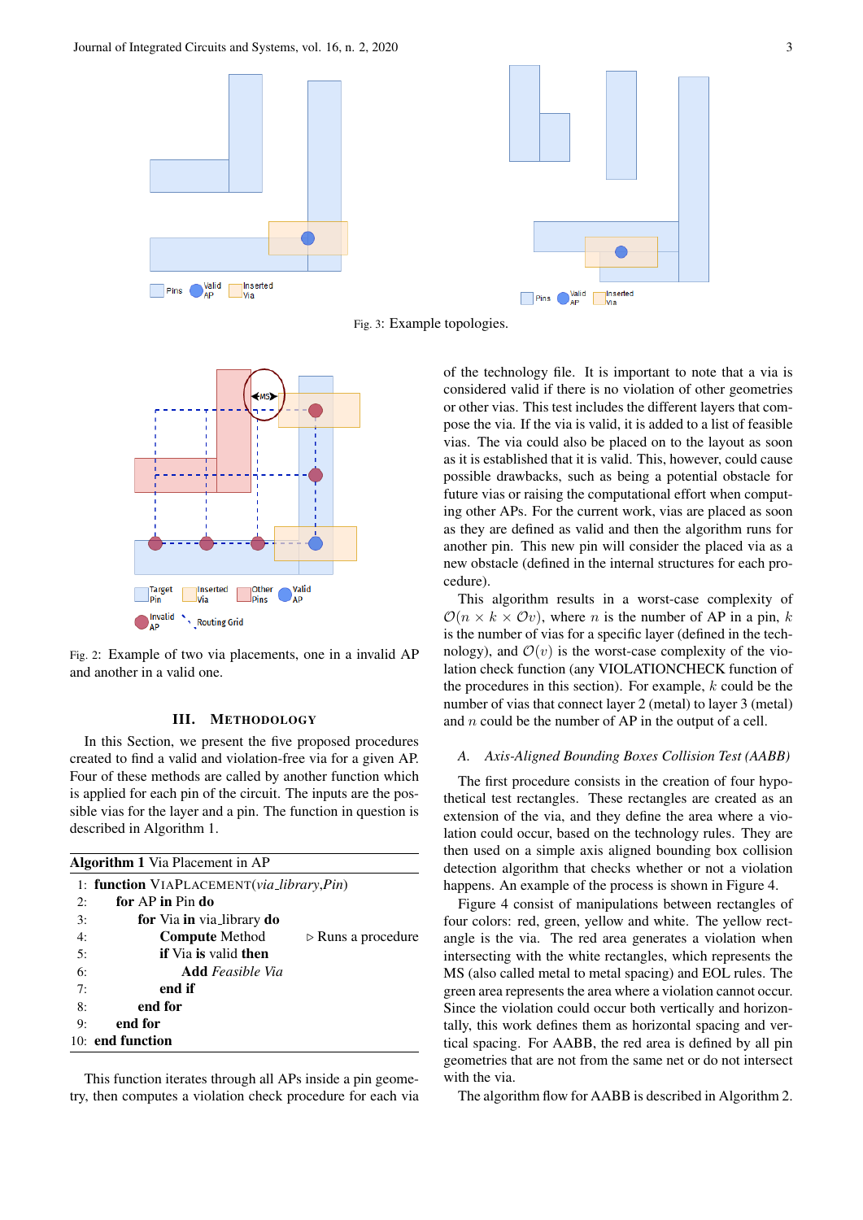Fig. 3: Example topologies.

Fig. 2: Example of two via placements, one in a invalid AP and another in a valid one.

## III. Methodology

In this Section, we present the five proposed procedures created to find a valid and violation-free via for a given AP. Four of these methods are called by another function which is applied for each pin of the circuit. The inputs are the possible vias for the layer and a pin. The function in question is described in Algorithm 1.

**Algorithm 1** Via Placement in AP

```
1: function VIAPLACEMENT(via_library,Pin)
2:     for AP in Pin do
3:         for Via in via_library do
4:             Compute Method                ▷ Runs a procedure
5:             if Via is valid then
6:                 Add Feasible Via
7:             end if
8:         end for
9:     end for
10: end function
```

This function iterates through all APs inside a pin geometry, then computes a violation check procedure for each via of the technology file. It is important to note that a via is considered valid if there is no violation of other geometries or other vias. This test includes the different layers that compose the via. If the via is valid, it is added to a list of feasible vias. The via could also be placed on to the layout as soon as it is established that it is valid. This, however, could cause possible drawbacks, such as being a potential obstacle for future vias or raising the computational effort when computing other APs. For the current work, vias are placed as soon as they are defined as valid and then the algorithm runs for another pin. This new pin will consider the placed via as a new obstacle (defined in the internal structures for each procedure).

This algorithm results in a worst-case complexity of $\mathcal{O}(n \times k \times \mathcal{O}v)$, where $n$ is the number of AP in a pin, $k$ is the number of vias for a specific layer (defined in the technology), and $\mathcal{O}(v)$ is the worst-case complexity of the violation check function (any VIOLATIONCHECK function of the procedures in this section). For example, $k$ could be the number of vias that connect layer 2 (metal) to layer 3 (metal) and $n$ could be the number of AP in the output of a cell.

### A. Axis-Aligned Bounding Boxes Collision Test (AABB)

The first procedure consists in the creation of four hypothetical test rectangles. These rectangles are created as an extension of the via, and they define the area where a violation could occur, based on the technology rules. They are then used on a simple axis aligned bounding box collision detection algorithm that checks whether or not a violation happens. An example of the process is shown in Figure 4.

Figure 4 consist of manipulations between rectangles of four colors: red, green, yellow and white. The yellow rectangle is the via. The red area generates a violation when intersecting with the white rectangles, which represents the MS (also called metal to metal spacing) and EOL rules. The green area represents the area where a violation cannot occur. Since the violation could occur both vertically and horizontally, this work defines them as horizontal spacing and vertical spacing. For AABB, the red area is defined by all pin geometries that are not from the same net or do not intersect with the via.

The algorithm flow for AABB is described in Algorithm 2.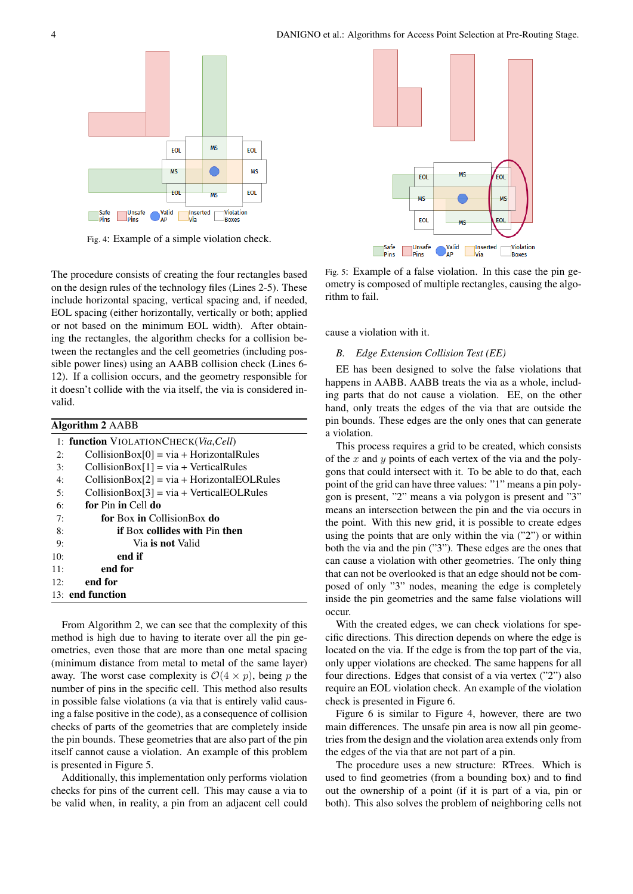Fig. 4: Example of a simple violation check.

The procedure consists of creating the four rectangles based on the design rules of the technology files (Lines 2-5). These include horizontal spacing, vertical spacing and, if needed, EOL spacing (either horizontally, vertically or both; applied or not based on the minimum EOL width). After obtaining the rectangles, the algorithm checks for a collision between the rectangles and the cell geometries (including possible power lines) using an AABB collision check (Lines 6-12). If a collision occurs, and the geometry responsible for it doesn't collide with the via itself, the via is considered invalid.

**Algorithm 2** AABB

```
 1: function VIOLATIONCHECK(Via,Cell)
 2:     CollisionBox[0] = via + HorizontalRules
 3:     CollisionBox[1] = via + VerticalRules
 4:     CollisionBox[2] = via + HorizontalEOLRules
 5:     CollisionBox[3] = via + VerticalEOLRules
 6:     for Pin in Cell do
 7:         for Box in CollisionBox do
 8:             if Box collides with Pin then
 9:                 Via is not Valid
10:             end if
11:         end for
12:     end for
13: end function
```

From Algorithm 2, we can see that the complexity of this method is high due to having to iterate over all the pin geometries, even those that are more than one metal spacing (minimum distance from metal to metal of the same layer) away. The worst case complexity is $\mathcal{O}(4 \times p)$, being $p$ the number of pins in the specific cell. This method also results in possible false violations (a via that is entirely valid causing a false positive in the code), as a consequence of collision checks of parts of the geometries that are completely inside the pin bounds. These geometries that are also part of the pin itself cannot cause a violation. An example of this problem is presented in Figure 5.

Additionally, this implementation only performs violation checks for pins of the current cell. This may cause a via to be valid when, in reality, a pin from an adjacent cell could cause a violation with it.

Fig. 5: Example of a false violation. In this case the pin geometry is composed of multiple rectangles, causing the algorithm to fail.

### *B. Edge Extension Collision Test (EE)*

EE has been designed to solve the false violations that happens in AABB. AABB treats the via as a whole, including parts that do not cause a violation. EE, on the other hand, only treats the edges of the via that are outside the pin bounds. These edges are the only ones that can generate a violation.

This process requires a grid to be created, which consists of the $x$ and $y$ points of each vertex of the via and the polygons that could intersect with it. To be able to do that, each point of the grid can have three values: "1" means a pin polygon is present, "2" means a via polygon is present and "3" means an intersection between the pin and the via occurs in the point. With this new grid, it is possible to create edges using the points that are only within the via ("2") or within both the via and the pin ("3"). These edges are the ones that can cause a violation with other geometries. The only thing that can not be overlooked is that an edge should not be composed of only "3" nodes, meaning the edge is completely inside the pin geometries and the same false violations will occur.

With the created edges, we can check violations for specific directions. This direction depends on where the edge is located on the via. If the edge is from the top part of the via, only upper violations are checked. The same happens for all four directions. Edges that consist of a via vertex ("2") also require an EOL violation check. An example of the violation check is presented in Figure 6.

Figure 6 is similar to Figure 4, however, there are two main differences. The unsafe pin area is now all pin geometries from the design and the violation area extends only from the edges of the via that are not part of a pin.

The procedure uses a new structure: RTrees. Which is used to find geometries (from a bounding box) and to find out the ownership of a point (if it is part of a via, pin or both). This also solves the problem of neighboring cells not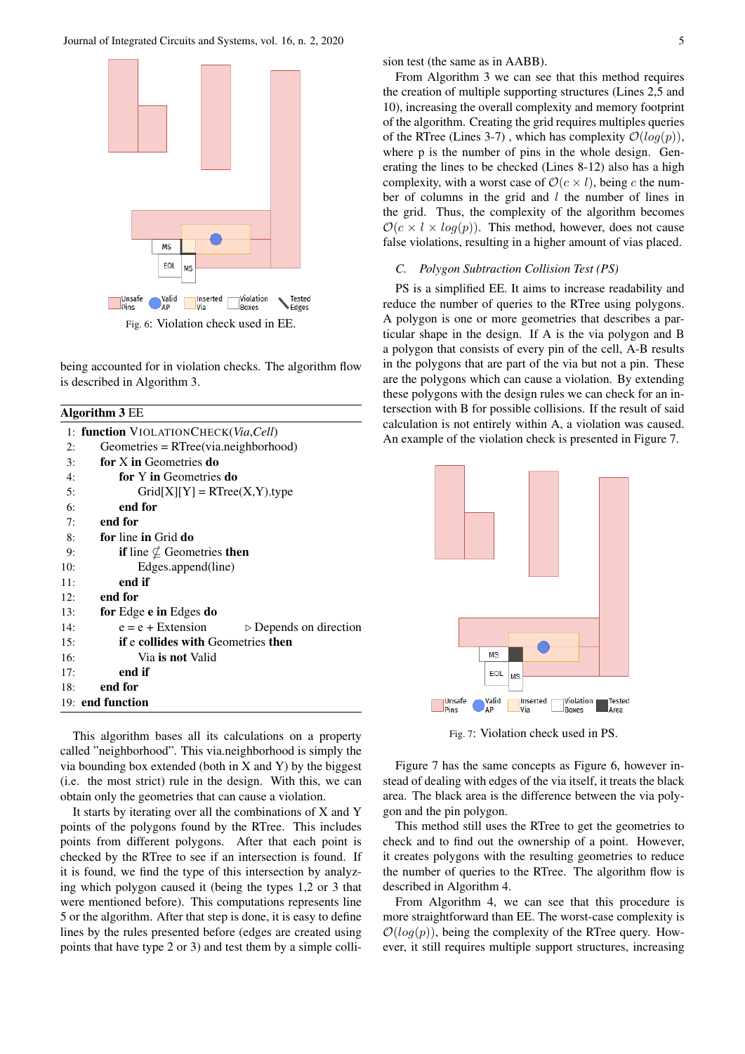Fig. 6: Violation check used in EE.

being accounted for in violation checks. The algorithm flow is described in Algorithm 3.

**Algorithm 3** EE

```
1:  function VIOLATIONCHECK(Via,Cell)
2:      Geometries = RTree(via.neighborhood)
3:      for X in Geometries do
4:          for Y in Geometries do
5:              Grid[X][Y] = RTree(X,Y).type
6:          end for
7:      end for
8:      for line in Grid do
9:          if line ⊄ Geometries then
10:             Edges.append(line)
11:         end if
12:     end for
13:     for Edge e in Edges do
14:         e = e + Extension            ▷ Depends on direction
15:         if e collides with Geometries then
16:             Via is not Valid
17:         end if
18:     end for
19: end function
```

This algorithm bases all its calculations on a property called "neighborhood". This via.neighborhood is simply the via bounding box extended (both in X and Y) by the biggest (i.e. the most strict) rule in the design. With this, we can obtain only the geometries that can cause a violation.

It starts by iterating over all the combinations of X and Y points of the polygons found by the RTree. This includes points from different polygons. After that each point is checked by the RTree to see if an intersection is found. If it is found, we find the type of this intersection by analyzing which polygon caused it (being the types 1,2 or 3 that were mentioned before). This computations represents line 5 or the algorithm. After that step is done, it is easy to define lines by the rules presented before (edges are created using points that have type 2 or 3) and test them by a simple collision test (the same as in AABB).

From Algorithm 3 we can see that this method requires the creation of multiple supporting structures (Lines 2,5 and 10), increasing the overall complexity and memory footprint of the algorithm. Creating the grid requires multiples queries of the RTree (Lines 3-7) , which has complexity $\mathcal{O}(log(p))$, where p is the number of pins in the whole design. Generating the lines to be checked (Lines 8-12) also has a high complexity, with a worst case of $\mathcal{O}(c \times l)$, being $c$ the number of columns in the grid and $l$ the number of lines in the grid. Thus, the complexity of the algorithm becomes $\mathcal{O}(c \times l \times log(p))$. This method, however, does not cause false violations, resulting in a higher amount of vias placed.

### *C. Polygon Subtraction Collision Test (PS)*

PS is a simplified EE. It aims to increase readability and reduce the number of queries to the RTree using polygons. A polygon is one or more geometries that describes a particular shape in the design. If A is the via polygon and B a polygon that consists of every pin of the cell, A-B results in the polygons that are part of the via but not a pin. These are the polygons which can cause a violation. By extending these polygons with the design rules we can check for an intersection with B for possible collisions. If the result of said calculation is not entirely within A, a violation was caused. An example of the violation check is presented in Figure 7.

Fig. 7: Violation check used in PS.

Figure 7 has the same concepts as Figure 6, however instead of dealing with edges of the via itself, it treats the black area. The black area is the difference between the via polygon and the pin polygon.

This method still uses the RTree to get the geometries to check and to find out the ownership of a point. However, it creates polygons with the resulting geometries to reduce the number of queries to the RTree. The algorithm flow is described in Algorithm 4.

From Algorithm 4, we can see that this procedure is more straightforward than EE. The worst-case complexity is $\mathcal{O}(log(p))$, being the complexity of the RTree query. However, it still requires multiple support structures, increasing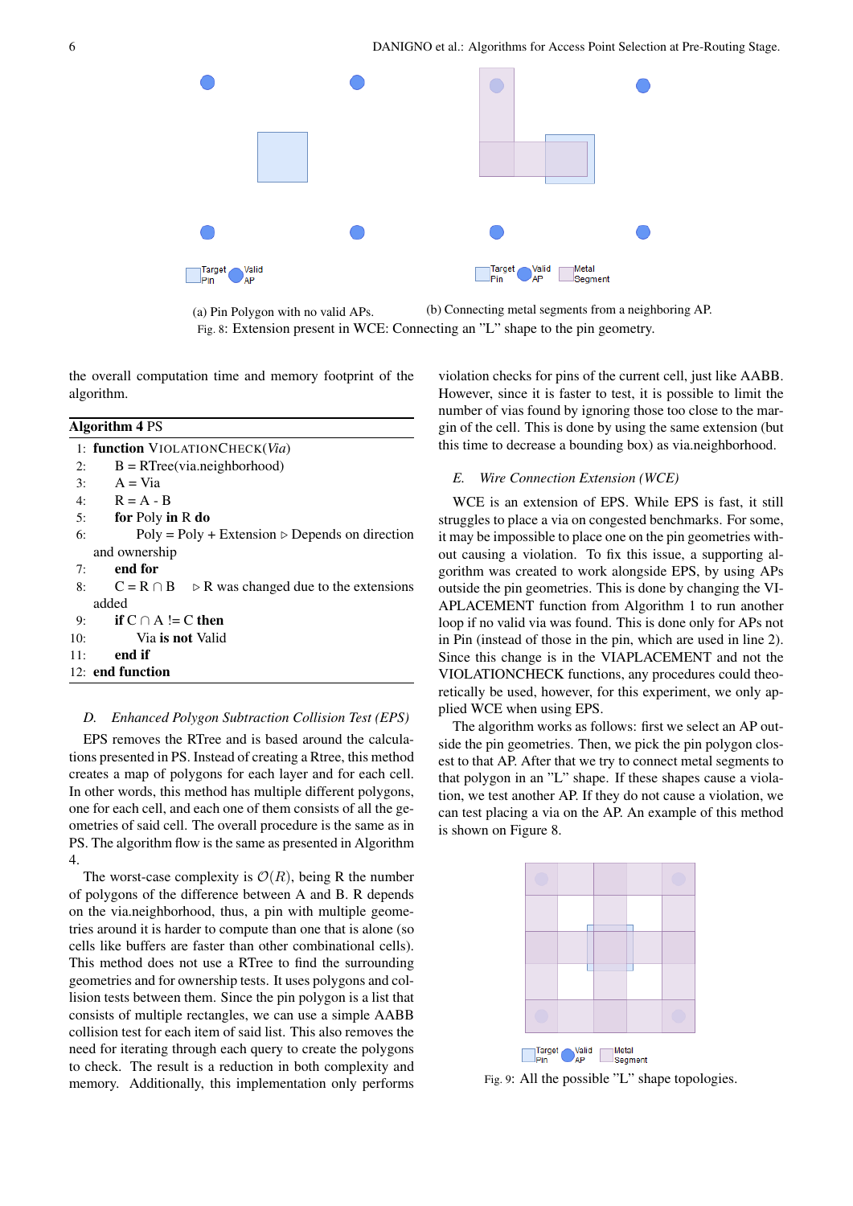(a) Pin Polygon with no valid APs.

(b) Connecting metal segments from a neighboring AP.

Fig. 8: Extension present in WCE: Connecting an "L" shape to the pin geometry.

the overall computation time and memory footprint of the algorithm.

**Algorithm 4** PS

```
1:  function VIOLATIONCHECK(Via)
2:      B = RTree(via.neighborhood)
3:      A = Via
4:      R = A - B
5:      for Poly in R do
6:          Poly = Poly + Extension ▷ Depends on direction and ownership
7:      end for
8:      C = R ∩ B     ▷ R was changed due to the extensions added
9:      if C ∩ A != C then
10:         Via is not Valid
11:     end if
12: end function
```

### *D. Enhanced Polygon Subtraction Collision Test (EPS)*

EPS removes the RTree and is based around the calculations presented in PS. Instead of creating a Rtree, this method creates a map of polygons for each layer and for each cell. In other words, this method has multiple different polygons, one for each cell, and each one of them consists of all the geometries of said cell. The overall procedure is the same as in PS. The algorithm flow is the same as presented in Algorithm 4.

The worst-case complexity is $\mathcal{O}(R)$, being R the number of polygons of the difference between A and B. R depends on the via.neighborhood, thus, a pin with multiple geometries around it is harder to compute than one that is alone (so cells like buffers are faster than other combinational cells). This method does not use a RTree to find the surrounding geometries and for ownership tests. It uses polygons and collision tests between them. Since the pin polygon is a list that consists of multiple rectangles, we can use a simple AABB collision test for each item of said list. This also removes the need for iterating through each query to create the polygons to check. The result is a reduction in both complexity and memory. Additionally, this implementation only performs violation checks for pins of the current cell, just like AABB. However, since it is faster to test, it is possible to limit the number of vias found by ignoring those too close to the margin of the cell. This is done by using the same extension (but this time to decrease a bounding box) as via.neighborhood.

### *E. Wire Connection Extension (WCE)*

WCE is an extension of EPS. While EPS is fast, it still struggles to place a via on congested benchmarks. For some, it may be impossible to place one on the pin geometries without causing a violation. To fix this issue, a supporting algorithm was created to work alongside EPS, by using APs outside the pin geometries. This is done by changing the VIAPLACEMENT function from Algorithm 1 to run another loop if no valid via was found. This is done only for APs not in Pin (instead of those in the pin, which are used in line 2). Since this change is in the VIAPLACEMENT and not the VIOLATIONCHECK functions, any procedures could theoretically be used, however, for this experiment, we only applied WCE when using EPS.

The algorithm works as follows: first we select an AP outside the pin geometries. Then, we pick the pin polygon closest to that AP. After that we try to connect metal segments to that polygon in an "L" shape. If these shapes cause a violation, we test another AP. If they do not cause a violation, we can test placing a via on the AP. An example of this method is shown on Figure 8.

Fig. 9: All the possible "L" shape topologies.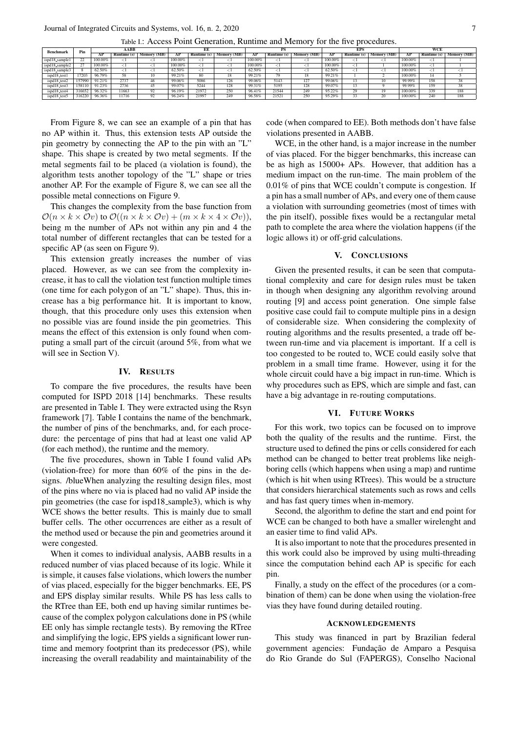Table I.: Access Point Generation, Runtime and Memory for the five procedures.

| Benchmark | Pin | AABB | | | EE | | | PS | | | EPS | | | WCE | | |
|---|---|---|---|---|---|---|---|---|---|---|---|---|---|---|---|---|
| | | AP | Runtime (s) | Memory (MB) | AP | Runtime (s) | Memory (MB) | AP | Runtime (s) | Memory (MB) | AP | Runtime (s) | Memory (MB) | AP | Runtime (s) | Memory (MB) |
| ispd18_sample1 | 22 | 100.00% | <1 | <1 | 100.00% | <1 | <1 | 100.00% | <1 | <1 | 100.00% | <1 | <1 | 100.00% | <1 | 1 |
| ispd18_sample2 | 27 | 100.00% | <1 | <1 | 100.00% | <1 | <1 | 100.00% | <1 | <1 | 100.00% | <1 | 1 | 100.00% | <1 | 1 |
| ispd18_sample3 | 8 | 62.50% | <1 | <1 | 62.50% | <1 | <1 | 62.50% | <1 | <1 | 62.50% | <1 | <1 | 100.00% | <1 | <1 |
| ispd18_test1 | 17203 | 96.79% | 58 | 10 | 99.21% | 80 | 18 | 99.21% | 79 | 18 | 99.21% | 1 | 2 | 100.00% | 14 | 5 |
| ispd18_test2 | 157990 | 91.21% | 2737 | 46 | 99.06% | 5086 | 126 | 99.06% | 5143 | 127 | 99.06% | 13 | 10 | 99.99% | 158 | 38 |
| ispd18_test3 | 158110 | 91.23% | 2736 | 45 | 99.07% | 5244 | 128 | 99.31% | 5195 | 128 | 99.07% | 13 | 9 | 99.99% | 159 | 38 |
| ispd18_test4 | 316652 | 96.32% | 11663 | 92 | 96.19% | 21972 | 250 | 96.41% | 21544 | 249 | 95.22% | 29 | 19 | 100.00% | 339 | 188 |
| ispd18_test5 | 316220 | 96.36% | 11716 | 92 | 96.24% | 21997 | 249 | 96.58% | 21521 | 250 | 95.29% | 33 | 20 | 100.00% | 240 | 188 |

From Figure 8, we can see an example of a pin that has no AP within it. Thus, this extension tests AP outside the pin geometry by connecting the AP to the pin with an "L" shape. This shape is created by two metal segments. If the metal segments fail to be placed (a violation is found), the algorithm tests another topology of the "L" shape or tries another AP. For the example of Figure 8, we can see all the possible metal connections on Figure 9.

This changes the complexity from the base function from $\mathcal{O}(n \times k \times \mathcal{O}v)$ to $\mathcal{O}((n \times k \times \mathcal{O}v) + (m \times k \times 4 \times \mathcal{O}v))$, being m the number of APs not within any pin and 4 the total number of different rectangles that can be tested for a specific AP (as seen on Figure 9).

This extension greatly increases the number of vias placed. However, as we can see from the complexity increase, it has to call the violation test function multiple times (one time for each polygon of an "L" shape). Thus, this increase has a big performance hit. It is important to know, though, that this procedure only uses this extension when no possible vias are found inside the pin geometries. This means the effect of this extension is only found when computing a small part of the circuit (around 5%, from what we will see in Section V).

## IV. Results

To compare the five procedures, the results have been computed for ISPD 2018 [14] benchmarks. These results are presented in Table I. They were extracted using the Rsyn framework [7]. Table I contains the name of the benchmark, the number of pins of the benchmarks, and, for each procedure: the percentage of pins that had at least one valid AP (for each method), the runtime and the memory.

The five procedures, shown in Table I found valid APs (violation-free) for more than 60% of the pins in the designs. /blueWhen analyzing the resulting design files, most of the pins where no via is placed had no valid AP inside the pin geometries (the case for ispd18_sample3), which is why WCE shows the better results. This is mainly due to small buffer cells. The other occurrences are either as a result of the method used or because the pin and geometries around it were congested.

When it comes to individual analysis, AABB results in a reduced number of vias placed because of its logic. While it is simple, it causes false violations, which lowers the number of vias placed, especially for the bigger benchmarks. EE, PS and EPS display similar results. While PS has less calls to the RTree than EE, both end up having similar runtimes because of the complex polygon calculations done in PS (while EE only has simple rectangle tests). By removing the RTree and simplifying the logic, EPS yields a significant lower runtime and memory footprint than its predecessor (PS), while increasing the overall readability and maintainability of the code (when compared to EE). Both methods don't have false violations presented in AABB.

WCE, in the other hand, is a major increase in the number of vias placed. For the bigger benchmarks, this increase can be as high as 15000+ APs. However, that addition has a medium impact on the run-time. The main problem of the 0.01% of pins that WCE couldn't compute is congestion. If a pin has a small number of APs, and every one of them cause a violation with surrounding geometries (most of times with the pin itself), possible fixes would be a rectangular metal path to complete the area where the violation happens (if the logic allows it) or off-grid calculations.

## V. Conclusions

Given the presented results, it can be seen that computational complexity and care for design rules must be taken in though when designing any algorithm revolving around routing [9] and access point generation. One simple false positive case could fail to compute multiple pins in a design of considerable size. When considering the complexity of routing algorithms and the results presented, a trade off between run-time and via placement is important. If a cell is too congested to be routed to, WCE could easily solve that problem in a small time frame. However, using it for the whole circuit could have a big impact in run-time. Which is why procedures such as EPS, which are simple and fast, can have a big advantage in re-routing computations.

## VI. Future Works

For this work, two topics can be focused on to improve both the quality of the results and the runtime. First, the structure used to defined the pins or cells considered for each method can be changed to better treat problems like neighboring cells (which happens when using a map) and runtime (which is hit when using RTrees). This would be a structure that considers hierarchical statements such as rows and cells and has fast query times when in-memory.

Second, the algorithm to define the start and end point for WCE can be changed to both have a smaller wirelenght and an easier time to find valid APs.

It is also important to note that the procedures presented in this work could also be improved by using multi-threading since the computation behind each AP is specific for each pin.

Finally, a study on the effect of the procedures (or a combination of them) can be done when using the violation-free vias they have found during detailed routing.

## Acknowledgements

This study was financed in part by Brazilian federal government agencies: Fundação de Amparo a Pesquisa do Rio Grande do Sul (FAPERGS), Conselho Nacional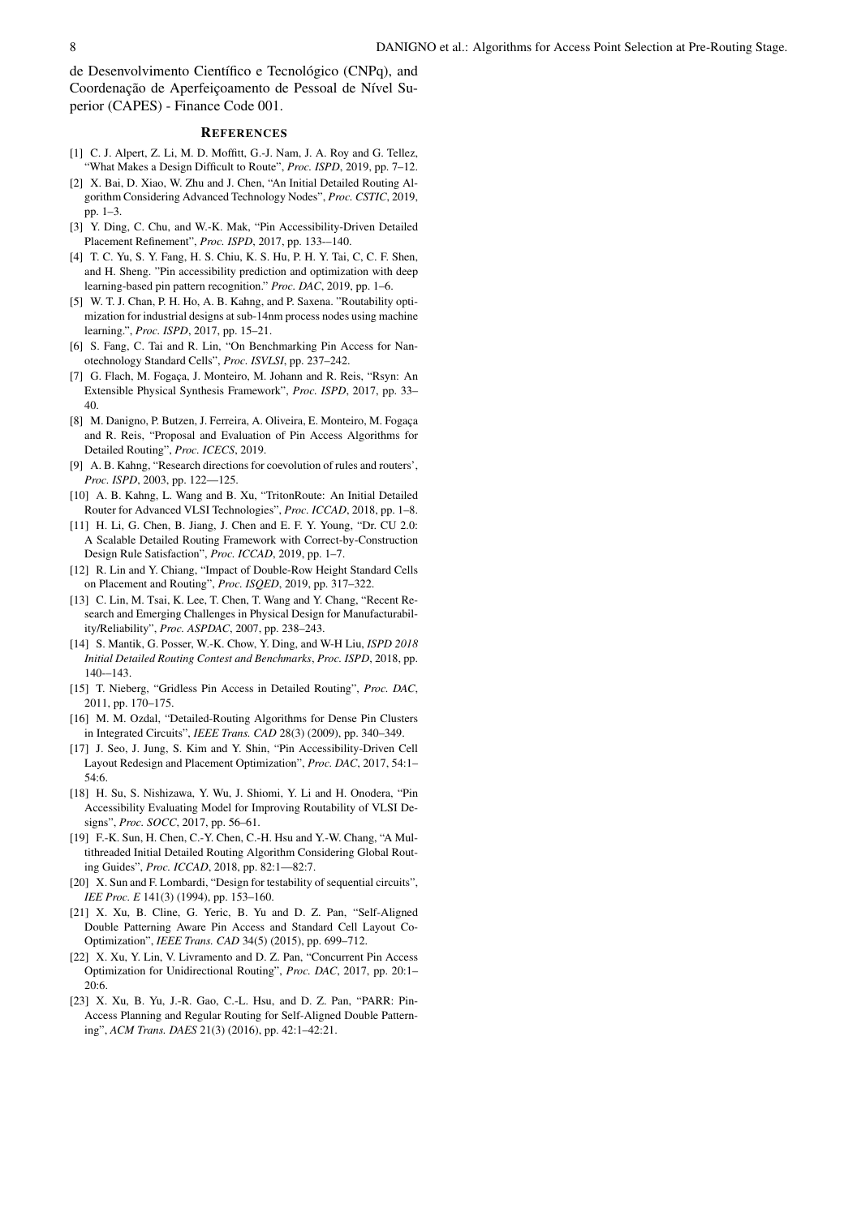de Desenvolvimento Científico e Tecnológico (CNPq), and Coordenação de Aperfeiçoamento de Pessoal de Nível Superior (CAPES) - Finance Code 001.

## REFERENCES

[1] C. J. Alpert, Z. Li, M. D. Moffitt, G.-J. Nam, J. A. Roy and G. Tellez, "What Makes a Design Difficult to Route", *Proc. ISPD*, 2019, pp. 7–12.

[2] X. Bai, D. Xiao, W. Zhu and J. Chen, "An Initial Detailed Routing Algorithm Considering Advanced Technology Nodes", *Proc. CSTIC*, 2019, pp. 1–3.

[3] Y. Ding, C. Chu, and W.-K. Mak, "Pin Accessibility-Driven Detailed Placement Refinement", *Proc. ISPD*, 2017, pp. 133—140.

[4] T. C. Yu, S. Y. Fang, H. S. Chiu, K. S. Hu, P. H. Y. Tai, C, C. F. Shen, and H. Sheng. "Pin accessibility prediction and optimization with deep learning-based pin pattern recognition." *Proc. DAC*, 2019, pp. 1–6.

[5] W. T. J. Chan, P. H. Ho, A. B. Kahng, and P. Saxena. "Routability optimization for industrial designs at sub-14nm process nodes using machine learning.", *Proc. ISPD*, 2017, pp. 15–21.

[6] S. Fang, C. Tai and R. Lin, "On Benchmarking Pin Access for Nanotechnology Standard Cells", *Proc. ISVLSI*, pp. 237–242.

[7] G. Flach, M. Fogaça, J. Monteiro, M. Johann and R. Reis, "Rsyn: An Extensible Physical Synthesis Framework", *Proc. ISPD*, 2017, pp. 33–40.

[8] M. Danigno, P. Butzen, J. Ferreira, A. Oliveira, E. Monteiro, M. Fogaça and R. Reis, "Proposal and Evaluation of Pin Access Algorithms for Detailed Routing", *Proc. ICECS*, 2019.

[9] A. B. Kahng, "Research directions for coevolution of rules and routers', *Proc. ISPD*, 2003, pp. 122—125.

[10] A. B. Kahng, L. Wang and B. Xu, "TritonRoute: An Initial Detailed Router for Advanced VLSI Technologies", *Proc. ICCAD*, 2018, pp. 1–8.

[11] H. Li, G. Chen, B. Jiang, J. Chen and E. F. Y. Young, "Dr. CU 2.0: A Scalable Detailed Routing Framework with Correct-by-Construction Design Rule Satisfaction", *Proc. ICCAD*, 2019, pp. 1–7.

[12] R. Lin and Y. Chiang, "Impact of Double-Row Height Standard Cells on Placement and Routing", *Proc. ISQED*, 2019, pp. 317–322.

[13] C. Lin, M. Tsai, K. Lee, T. Chen, T. Wang and Y. Chang, "Recent Research and Emerging Challenges in Physical Design for Manufacturability/Reliability", *Proc. ASPDAC*, 2007, pp. 238–243.

[14] S. Mantik, G. Posser, W.-K. Chow, Y. Ding, and W-H Liu, *ISPD 2018 Initial Detailed Routing Contest and Benchmarks*, *Proc. ISPD*, 2018, pp. 140-–143.

[15] T. Nieberg, "Gridless Pin Access in Detailed Routing", *Proc. DAC*, 2011, pp. 170–175.

[16] M. M. Ozdal, "Detailed-Routing Algorithms for Dense Pin Clusters in Integrated Circuits", *IEEE Trans. CAD* 28(3) (2009), pp. 340–349.

[17] J. Seo, J. Jung, S. Kim and Y. Shin, "Pin Accessibility-Driven Cell Layout Redesign and Placement Optimization", *Proc. DAC*, 2017, 54:1–54:6.

[18] H. Su, S. Nishizawa, Y. Wu, J. Shiomi, Y. Li and H. Onodera, "Pin Accessibility Evaluating Model for Improving Routability of VLSI Designs", *Proc. SOCC*, 2017, pp. 56–61.

[19] F.-K. Sun, H. Chen, C.-Y. Chen, C.-H. Hsu and Y.-W. Chang, "A Multithreaded Initial Detailed Routing Algorithm Considering Global Routing Guides", *Proc. ICCAD*, 2018, pp. 82:1—82:7.

[20] X. Sun and F. Lombardi, "Design for testability of sequential circuits", *IEE Proc. E* 141(3) (1994), pp. 153–160.

[21] X. Xu, B. Cline, G. Yeric, B. Yu and D. Z. Pan, "Self-Aligned Double Patterning Aware Pin Access and Standard Cell Layout Co-Optimization", *IEEE Trans. CAD* 34(5) (2015), pp. 699–712.

[22] X. Xu, Y. Lin, V. Livramento and D. Z. Pan, "Concurrent Pin Access Optimization for Unidirectional Routing", *Proc. DAC*, 2017, pp. 20:1–20:6.

[23] X. Xu, B. Yu, J.-R. Gao, C.-L. Hsu, and D. Z. Pan, "PARR: Pin-Access Planning and Regular Routing for Self-Aligned Double Patterning", *ACM Trans. DAES* 21(3) (2016), pp. 42:1–42:21.